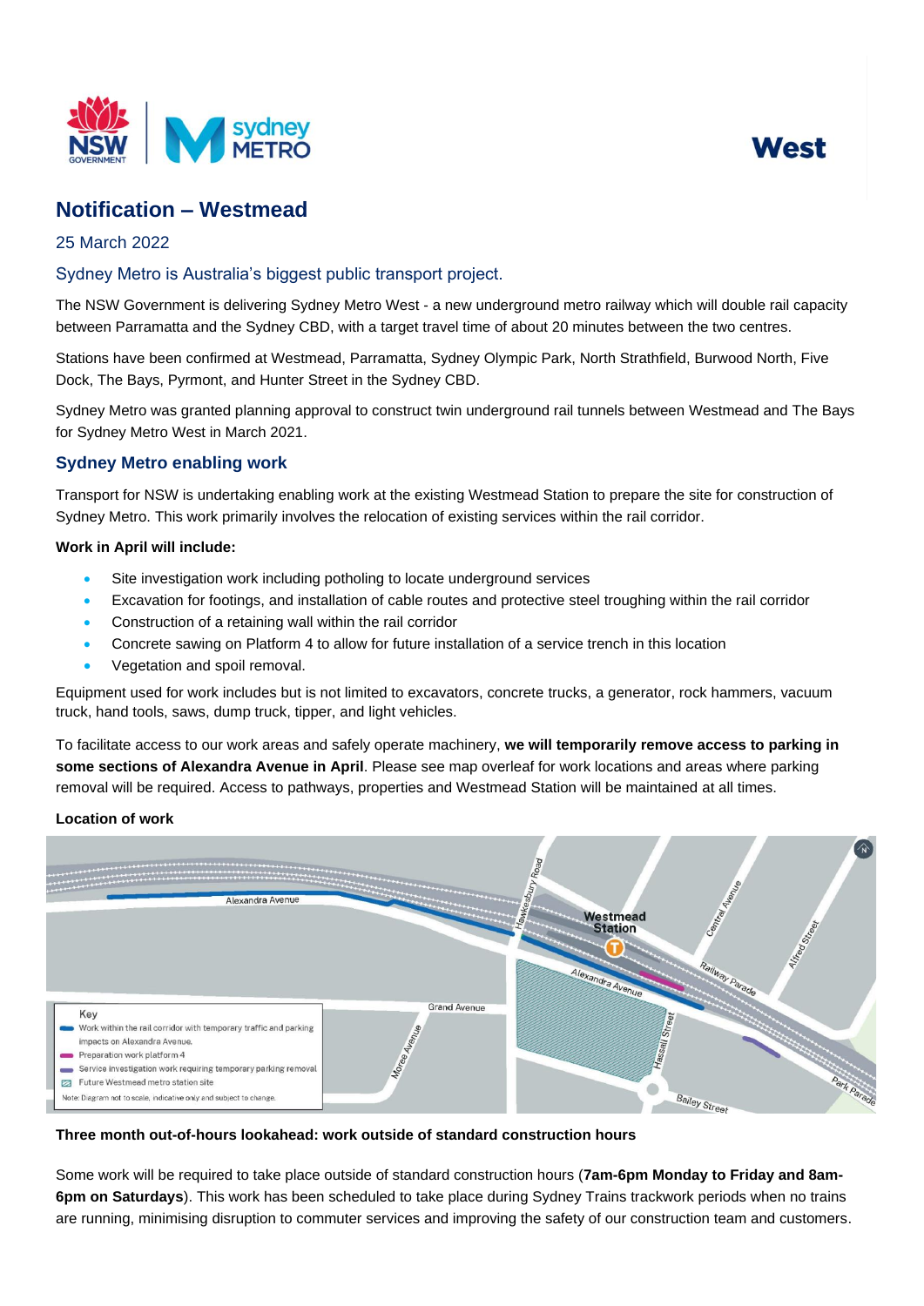West

# Notification – Westmead

25 March 2022

## Sydney Metro is Australia's biggest public transport project.

The NSW Government is delivering Sydney Metro West - a new underground metro railway which will double rail capacity between Parramatta and the Sydney CBD, with a target travel time of about 20 minutes between the two centres.

Stations have been confirmed at Westmead, Parramatta, Sydney Olympic Park, North Strathfield, Burwood North, Five Dock, The Bays, Pyrmont, and Hunter Street in the Sydney CBD.

Sydney Metro was granted planning approval to construct twin underground rail tunnels between Westmead and The Bays for Sydney Metro West in March 2021.

## Sydney Metro enabling work

Transport for NSW is undertaking enabling work at the existing Westmead Station to prepare the site for construction of Sydney Metro. This work primarily involves the relocation of existing services within the rail corridor.

**Work in April will include:**

- Site investigation work including potholing to locate underground services
- Excavation for footings, and installation of cable routes and protective steel troughing within the rail corridor
- Construction of a retaining wall within the rail corridor
- Concrete sawing on Platform 4 to allow for future installation of a service trench in this location
- Vegetation and spoil removal.

Equipment used for work includes but is not limited to excavators, concrete trucks, a generator, rock hammers, vacuum truck, hand tools, saws, dump truck, tipper, and light vehicles.

To facilitate access to our work areas and safely operate machinery, **we will temporarily remove access to parking in some sections of Alexandra Avenue in April**. Please see map overleaf for work locations and areas where parking removal will be required. Access to pathways, properties and Westmead Station will be maintained at all times.

**Location of work**

Key
- Work within the rail corridor with temporary traffic and parking impacts on Alexandra Avenue.
- Preparation work platform 4
- Service investigation work requiring temporary parking removal
- Future Westmead metro station site

Note: Diagram not to scale, indicative only and subject to change.

**Three month out-of-hours lookahead: work outside of standard construction hours**

Some work will be required to take place outside of standard construction hours (**7am-6pm Monday to Friday and 8am-6pm on Saturdays**). This work has been scheduled to take place during Sydney Trains trackwork periods when no trains are running, minimising disruption to commuter services and improving the safety of our construction team and customers.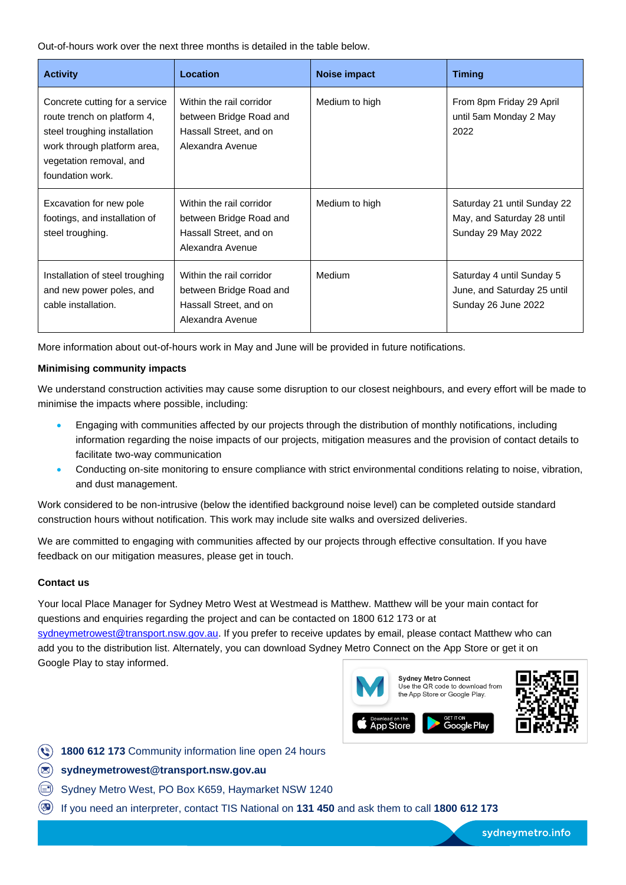Out-of-hours work over the next three months is detailed in the table below.

| Activity | Location | Noise impact | Timing |
| --- | --- | --- | --- |
| Concrete cutting for a service route trench on platform 4, steel troughing installation work through platform area, vegetation removal, and foundation work. | Within the rail corridor between Bridge Road and Hassall Street, and on Alexandra Avenue | Medium to high | From 8pm Friday 29 April until 5am Monday 2 May 2022 |
| Excavation for new pole footings, and installation of steel troughing. | Within the rail corridor between Bridge Road and Hassall Street, and on Alexandra Avenue | Medium to high | Saturday 21 until Sunday 22 May, and Saturday 28 until Sunday 29 May 2022 |
| Installation of steel troughing and new power poles, and cable installation. | Within the rail corridor between Bridge Road and Hassall Street, and on Alexandra Avenue | Medium | Saturday 4 until Sunday 5 June, and Saturday 25 until Sunday 26 June 2022 |

More information about out-of-hours work in May and June will be provided in future notifications.

**Minimising community impacts**

We understand construction activities may cause some disruption to our closest neighbours, and every effort will be made to minimise the impacts where possible, including:

- Engaging with communities affected by our projects through the distribution of monthly notifications, including information regarding the noise impacts of our projects, mitigation measures and the provision of contact details to facilitate two-way communication
- Conducting on-site monitoring to ensure compliance with strict environmental conditions relating to noise, vibration, and dust management.

Work considered to be non-intrusive (below the identified background noise level) can be completed outside standard construction hours without notification. This work may include site walks and oversized deliveries.

We are committed to engaging with communities affected by our projects through effective consultation. If you have feedback on our mitigation measures, please get in touch.

**Contact us**

Your local Place Manager for Sydney Metro West at Westmead is Matthew. Matthew will be your main contact for questions and enquiries regarding the project and can be contacted on 1800 612 173 or at sydneymetrowest@transport.nsw.gov.au. If you prefer to receive updates by email, please contact Matthew who can add you to the distribution list. Alternately, you can download Sydney Metro Connect on the App Store or get it on Google Play to stay informed.

Sydney Metro Connect
Use the QR code to download from the App Store or Google Play.

Download on the App Store
GET IT ON Google Play

**1800 612 173** Community information line open 24 hours

**sydneymetrowest@transport.nsw.gov.au**

Sydney Metro West, PO Box K659, Haymarket NSW 1240

If you need an interpreter, contact TIS National on **131 450** and ask them to call **1800 612 173**

sydneymetro.info